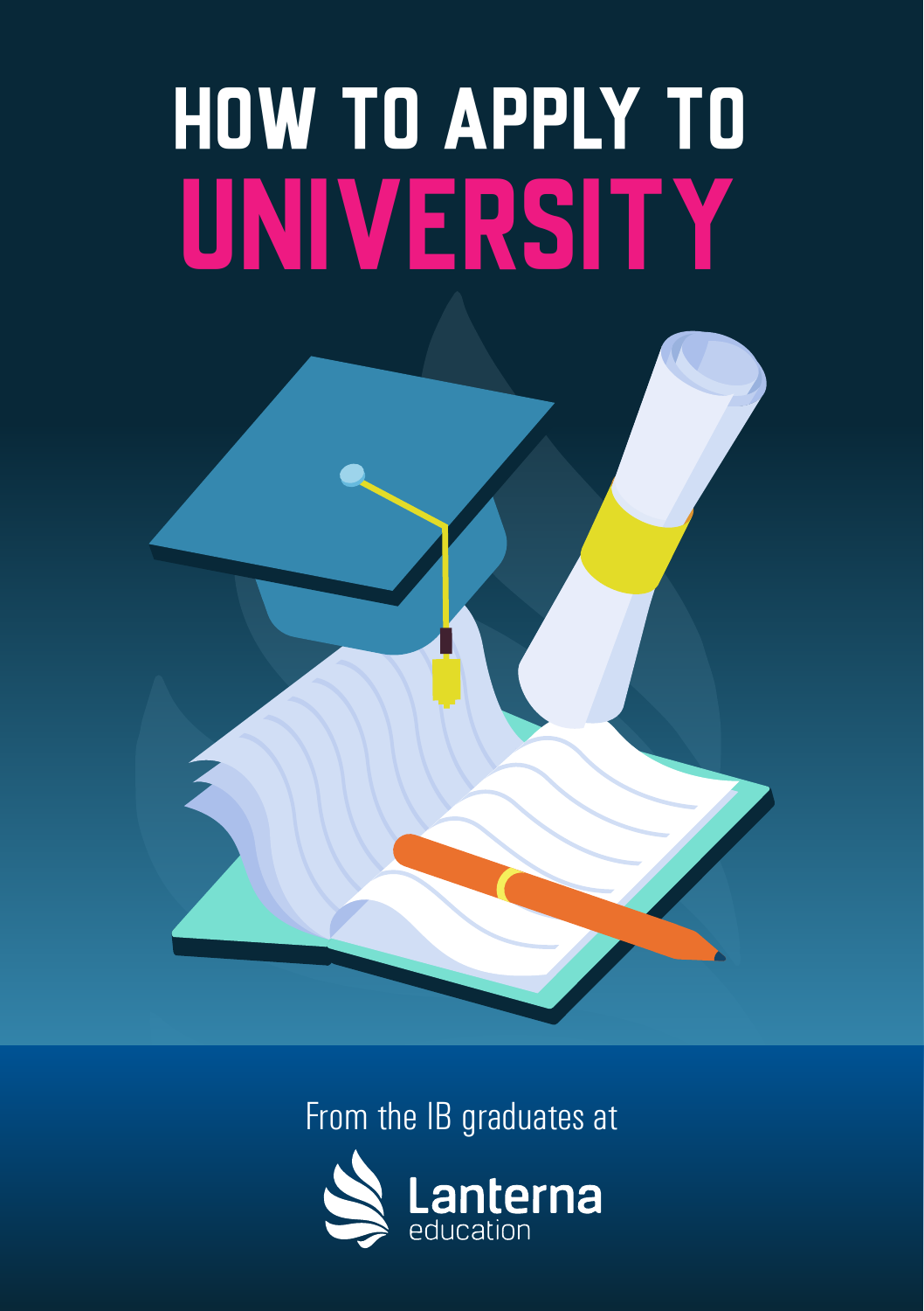# HOW TO APPLY TO UNIVERSITY

From the IB graduates at

Lanterna education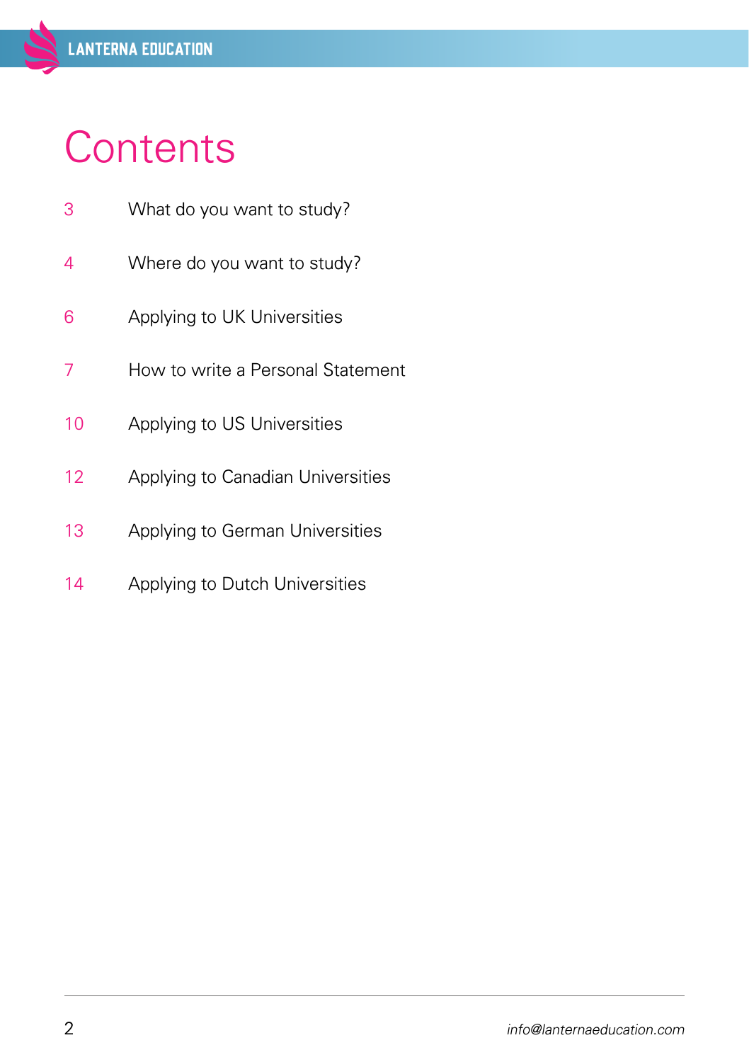# Contents

| | |
|---|---|
| 3 | What do you want to study? |
| 4 | Where do you want to study? |
| 6 | Applying to UK Universities |
| 7 | How to write a Personal Statement |
| 10 | Applying to US Universities |
| 12 | Applying to Canadian Universities |
| 13 | Applying to German Universities |
| 14 | Applying to Dutch Universities |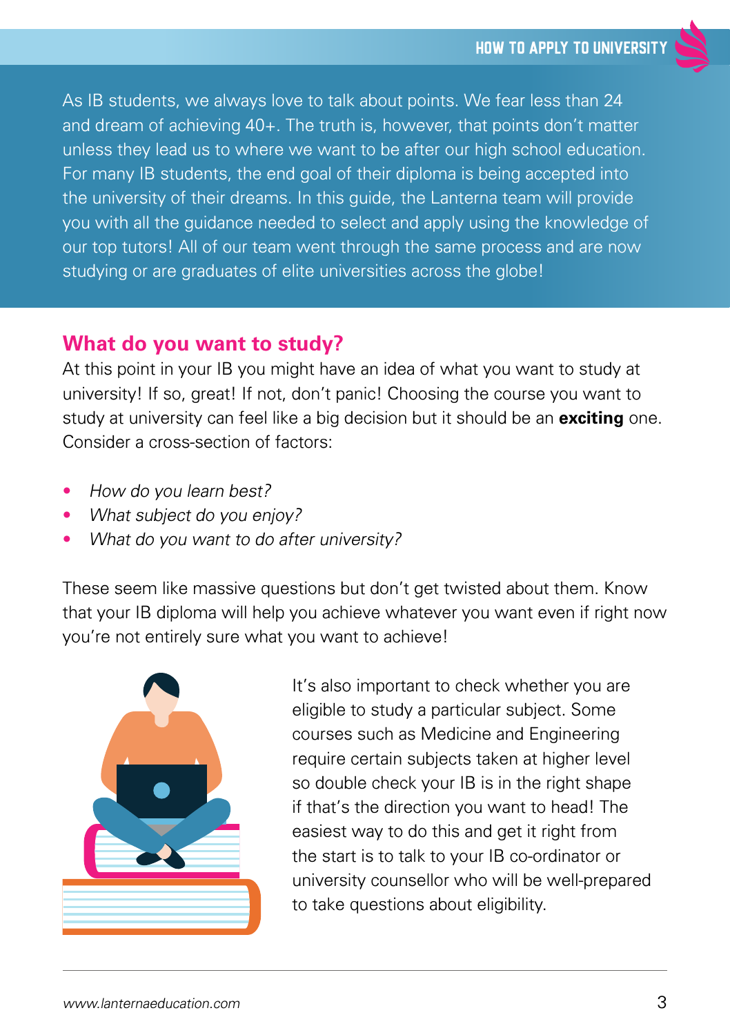As IB students, we always love to talk about points. We fear less than 24 and dream of achieving 40+. The truth is, however, that points don't matter unless they lead us to where we want to be after our high school education. For many IB students, the end goal of their diploma is being accepted into the university of their dreams. In this guide, the Lanterna team will provide you with all the guidance needed to select and apply using the knowledge of our top tutors! All of our team went through the same process and are now studying or are graduates of elite universities across the globe!

## What do you want to study?

At this point in your IB you might have an idea of what you want to study at university! If so, great! If not, don't panic! Choosing the course you want to study at university can feel like a big decision but it should be an **exciting** one. Consider a cross-section of factors:

- *How do you learn best?*
- *What subject do you enjoy?*
- *What do you want to do after university?*

These seem like massive questions but don't get twisted about them. Know that your IB diploma will help you achieve whatever you want even if right now you're not entirely sure what you want to achieve!

It's also important to check whether you are eligible to study a particular subject. Some courses such as Medicine and Engineering require certain subjects taken at higher level so double check your IB is in the right shape if that's the direction you want to head! The easiest way to do this and get it right from the start is to talk to your IB co-ordinator or university counsellor who will be well-prepared to take questions about eligibility.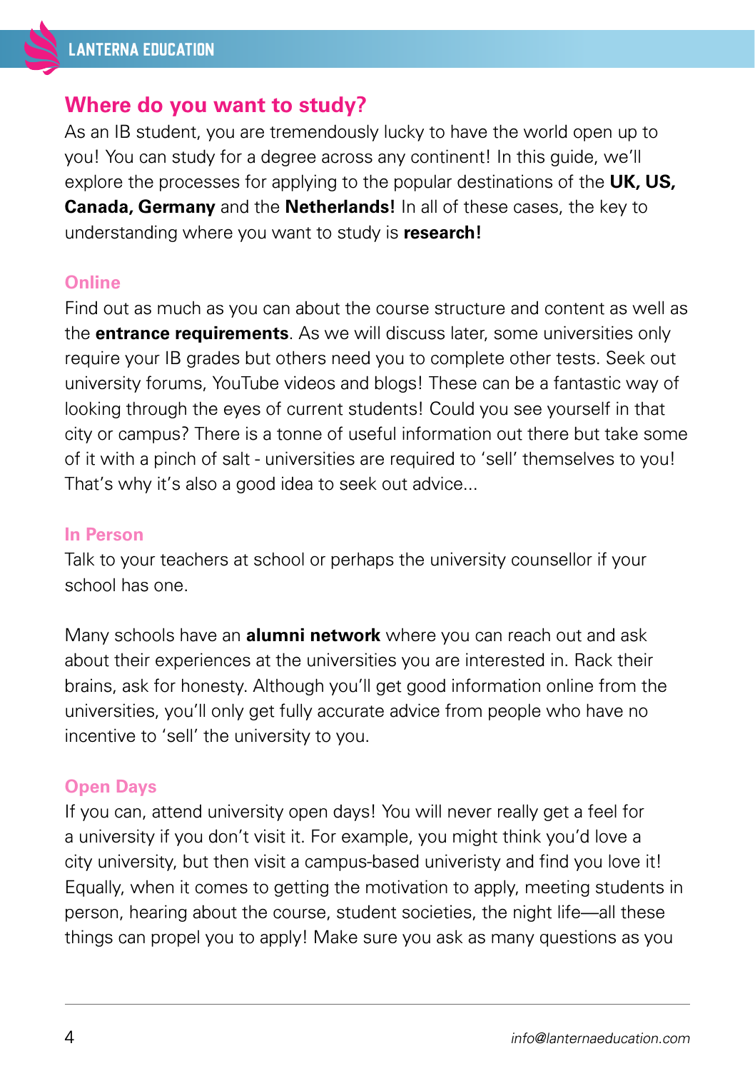## Where do you want to study?

As an IB student, you are tremendously lucky to have the world open up to you! You can study for a degree across any continent! In this guide, we'll explore the processes for applying to the popular destinations of the **UK, US, Canada, Germany** and the **Netherlands!** In all of these cases, the key to understanding where you want to study is **research!**

### Online

Find out as much as you can about the course structure and content as well as the **entrance requirements**. As we will discuss later, some universities only require your IB grades but others need you to complete other tests. Seek out university forums, YouTube videos and blogs! These can be a fantastic way of looking through the eyes of current students! Could you see yourself in that city or campus? There is a tonne of useful information out there but take some of it with a pinch of salt - universities are required to 'sell' themselves to you! That's why it's also a good idea to seek out advice...

### In Person

Talk to your teachers at school or perhaps the university counsellor if your school has one.

Many schools have an **alumni network** where you can reach out and ask about their experiences at the universities you are interested in. Rack their brains, ask for honesty. Although you'll get good information online from the universities, you'll only get fully accurate advice from people who have no incentive to 'sell' the university to you.

### Open Days

If you can, attend university open days! You will never really get a feel for a university if you don't visit it. For example, you might think you'd love a city university, but then visit a campus-based univeristy and find you love it! Equally, when it comes to getting the motivation to apply, meeting students in person, hearing about the course, student societies, the night life—all these things can propel you to apply! Make sure you ask as many questions as you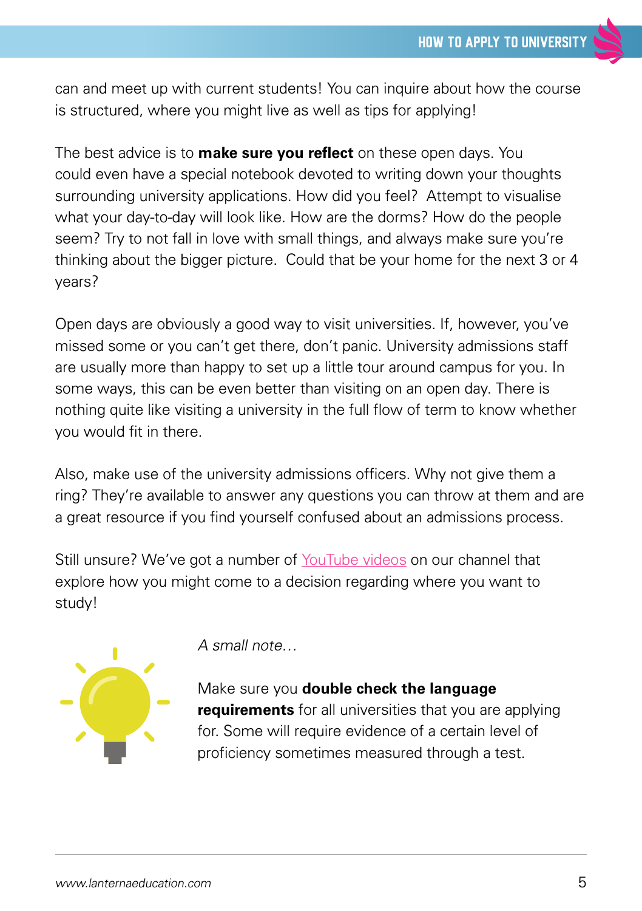can and meet up with current students! You can inquire about how the course is structured, where you might live as well as tips for applying!

The best advice is to **make sure you reflect** on these open days. You could even have a special notebook devoted to writing down your thoughts surrounding university applications. How did you feel? Attempt to visualise what your day-to-day will look like. How are the dorms? How do the people seem? Try to not fall in love with small things, and always make sure you're thinking about the bigger picture. Could that be your home for the next 3 or 4 years?

Open days are obviously a good way to visit universities. If, however, you've missed some or you can't get there, don't panic. University admissions staff are usually more than happy to set up a little tour around campus for you. In some ways, this can be even better than visiting on an open day. There is nothing quite like visiting a university in the full flow of term to know whether you would fit in there.

Also, make use of the university admissions officers. Why not give them a ring? They're available to answer any questions you can throw at them and are a great resource if you find yourself confused about an admissions process.

Still unsure? We've got a number of YouTube videos on our channel that explore how you might come to a decision regarding where you want to study!

*A small note…*

Make sure you **double check the language requirements** for all universities that you are applying for. Some will require evidence of a certain level of proficiency sometimes measured through a test.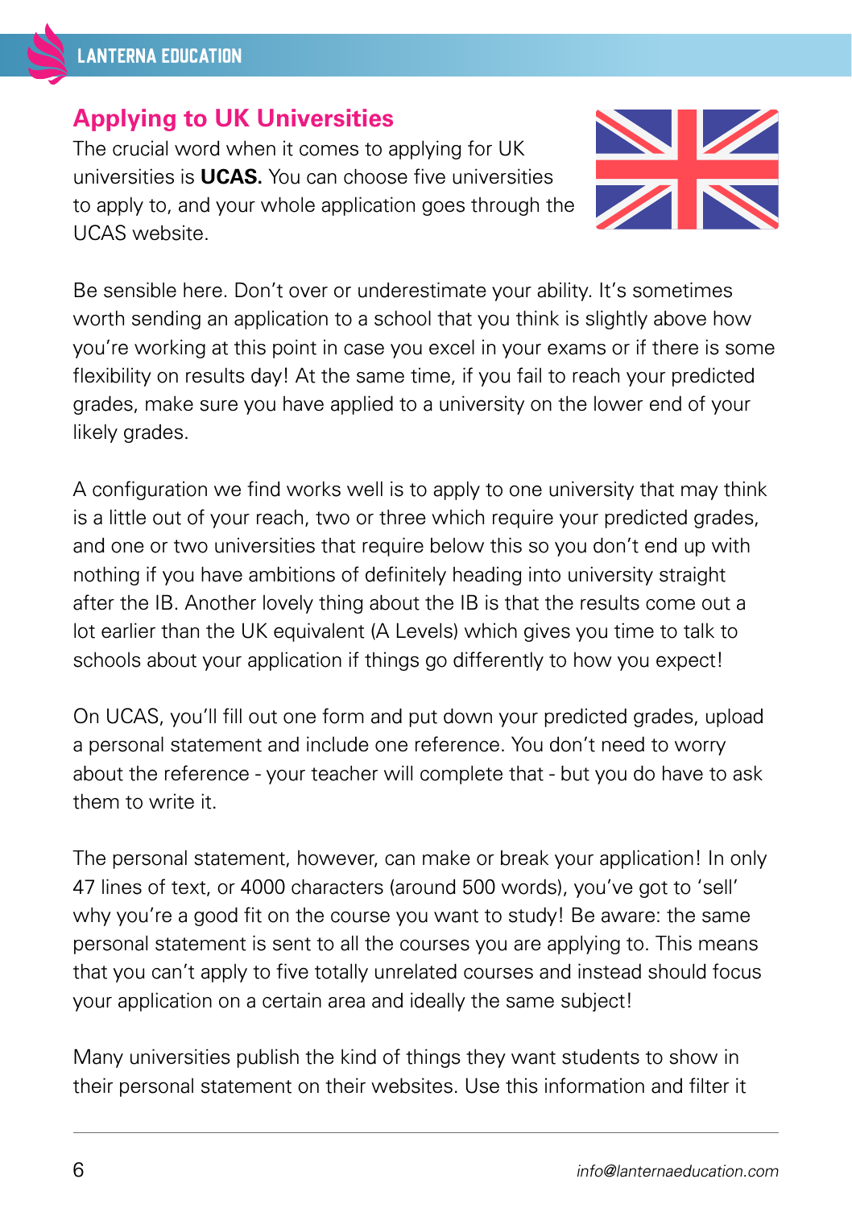## Applying to UK Universities

The crucial word when it comes to applying for UK universities is **UCAS.** You can choose five universities to apply to, and your whole application goes through the UCAS website.

Be sensible here. Don't over or underestimate your ability. It's sometimes worth sending an application to a school that you think is slightly above how you're working at this point in case you excel in your exams or if there is some flexibility on results day! At the same time, if you fail to reach your predicted grades, make sure you have applied to a university on the lower end of your likely grades.

A configuration we find works well is to apply to one university that may think is a little out of your reach, two or three which require your predicted grades, and one or two universities that require below this so you don't end up with nothing if you have ambitions of definitely heading into university straight after the IB. Another lovely thing about the IB is that the results come out a lot earlier than the UK equivalent (A Levels) which gives you time to talk to schools about your application if things go differently to how you expect!

On UCAS, you'll fill out one form and put down your predicted grades, upload a personal statement and include one reference. You don't need to worry about the reference - your teacher will complete that - but you do have to ask them to write it.

The personal statement, however, can make or break your application! In only 47 lines of text, or 4000 characters (around 500 words), you've got to 'sell' why you're a good fit on the course you want to study! Be aware: the same personal statement is sent to all the courses you are applying to. This means that you can't apply to five totally unrelated courses and instead should focus your application on a certain area and ideally the same subject!

Many universities publish the kind of things they want students to show in their personal statement on their websites. Use this information and filter it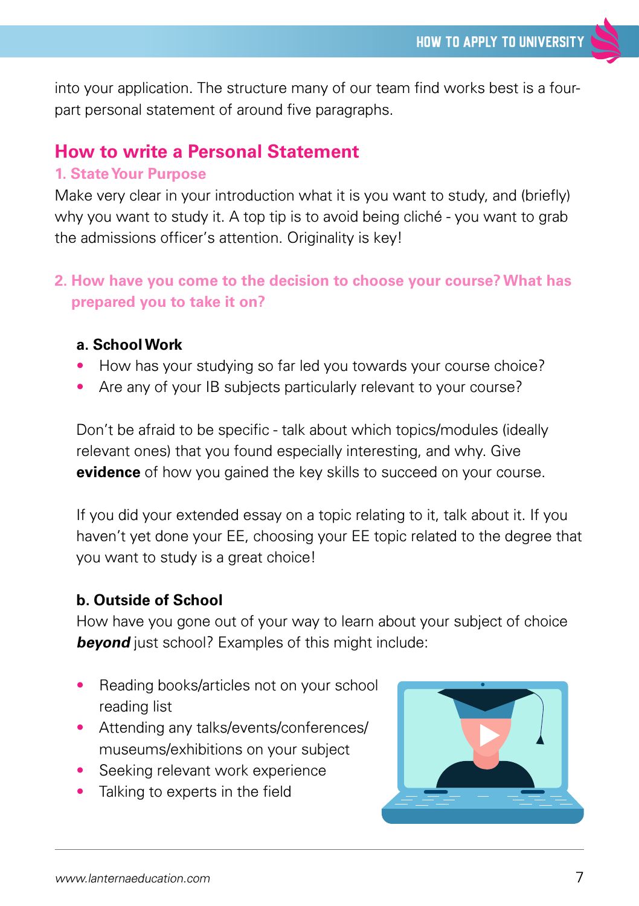into your application. The structure many of our team find works best is a four-part personal statement of around five paragraphs.

## How to write a Personal Statement

### 1. State Your Purpose

Make very clear in your introduction what it is you want to study, and (briefly) why you want to study it. A top tip is to avoid being cliché - you want to grab the admissions officer's attention. Originality is key!

### 2. How have you come to the decision to choose your course? What has prepared you to take it on?

#### a. School Work

- How has your studying so far led you towards your course choice?
- Are any of your IB subjects particularly relevant to your course?

Don't be afraid to be specific - talk about which topics/modules (ideally relevant ones) that you found especially interesting, and why. Give **evidence** of how you gained the key skills to succeed on your course.

If you did your extended essay on a topic relating to it, talk about it. If you haven't yet done your EE, choosing your EE topic related to the degree that you want to study is a great choice!

#### b. Outside of School

How have you gone out of your way to learn about your subject of choice ***beyond*** just school? Examples of this might include:

- Reading books/articles not on your school reading list
- Attending any talks/events/conferences/museums/exhibitions on your subject
- Seeking relevant work experience
- Talking to experts in the field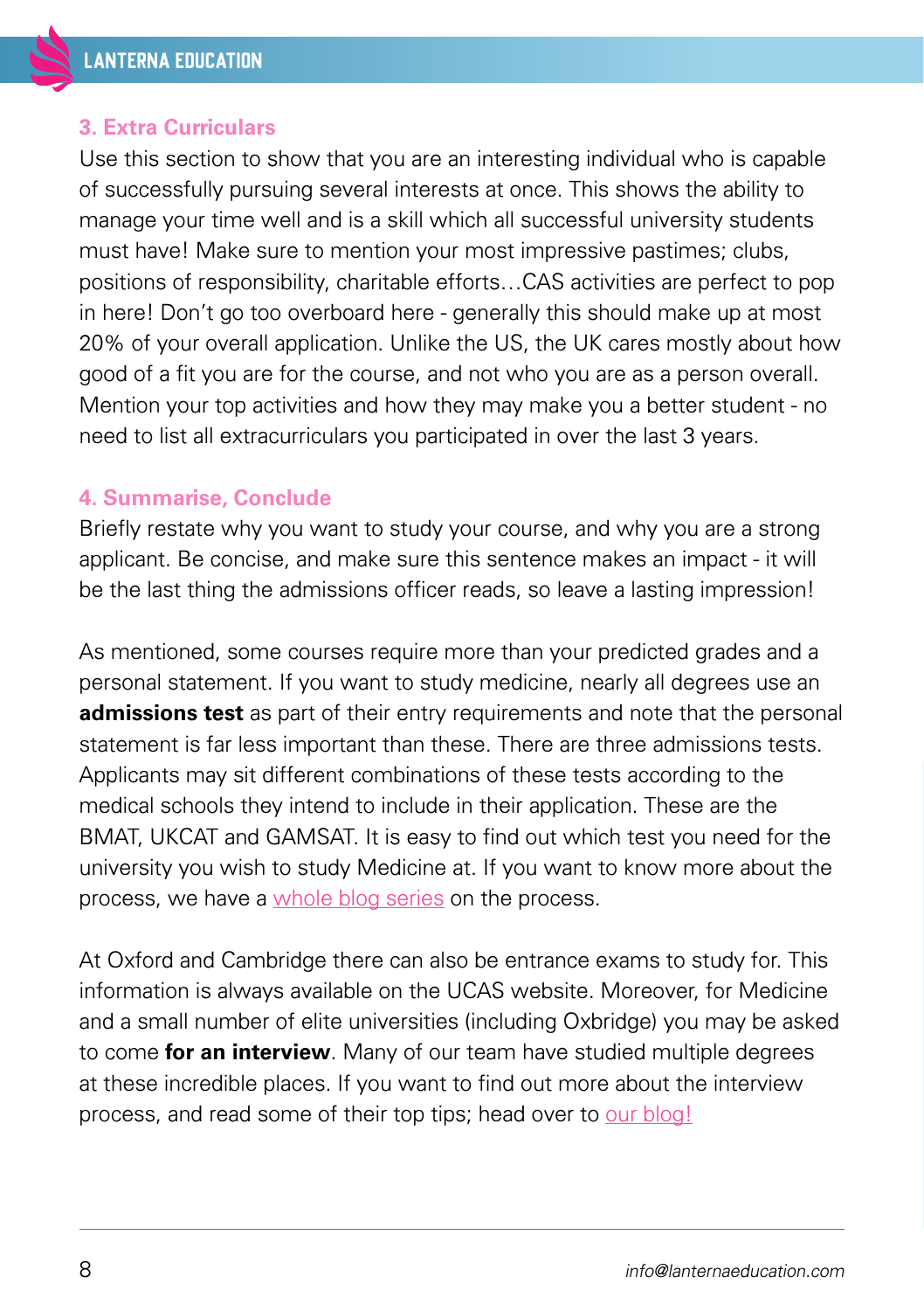### 3. Extra Curriculars

Use this section to show that you are an interesting individual who is capable of successfully pursuing several interests at once. This shows the ability to manage your time well and is a skill which all successful university students must have! Make sure to mention your most impressive pastimes; clubs, positions of responsibility, charitable efforts…CAS activities are perfect to pop in here! Don't go too overboard here - generally this should make up at most 20% of your overall application. Unlike the US, the UK cares mostly about how good of a fit you are for the course, and not who you are as a person overall. Mention your top activities and how they may make you a better student - no need to list all extracurriculars you participated in over the last 3 years.

### 4. Summarise, Conclude

Briefly restate why you want to study your course, and why you are a strong applicant. Be concise, and make sure this sentence makes an impact - it will be the last thing the admissions officer reads, so leave a lasting impression!

As mentioned, some courses require more than your predicted grades and a personal statement. If you want to study medicine, nearly all degrees use an **admissions test** as part of their entry requirements and note that the personal statement is far less important than these. There are three admissions tests. Applicants may sit different combinations of these tests according to the medical schools they intend to include in their application. These are the BMAT, UKCAT and GAMSAT. It is easy to find out which test you need for the university you wish to study Medicine at. If you want to know more about the process, we have a whole blog series on the process.

At Oxford and Cambridge there can also be entrance exams to study for. This information is always available on the UCAS website. Moreover, for Medicine and a small number of elite universities (including Oxbridge) you may be asked to come **for an interview**. Many of our team have studied multiple degrees at these incredible places. If you want to find out more about the interview process, and read some of their top tips; head over to our blog!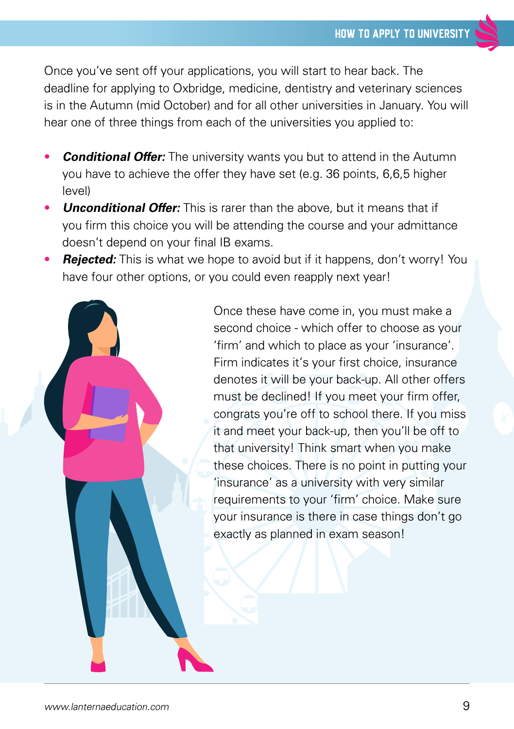Once you've sent off your applications, you will start to hear back. The deadline for applying to Oxbridge, medicine, dentistry and veterinary sciences is in the Autumn (mid October) and for all other universities in January. You will hear one of three things from each of the universities you applied to:

- ***Conditional Offer:*** The university wants you but to attend in the Autumn you have to achieve the offer they have set (e.g. 36 points, 6,6,5 higher level)
- ***Unconditional Offer:*** This is rarer than the above, but it means that if you firm this choice you will be attending the course and your admittance doesn't depend on your final IB exams.
- ***Rejected:*** This is what we hope to avoid but if it happens, don't worry! You have four other options, or you could even reapply next year!

Once these have come in, you must make a second choice - which offer to choose as your 'firm' and which to place as your 'insurance'. Firm indicates it's your first choice, insurance denotes it will be your back-up. All other offers must be declined! If you meet your firm offer, congrats you're off to school there. If you miss it and meet your back-up, then you'll be off to that university! Think smart when you make these choices. There is no point in putting your 'insurance' as a university with very similar requirements to your 'firm' choice. Make sure your insurance is there in case things don't go exactly as planned in exam season!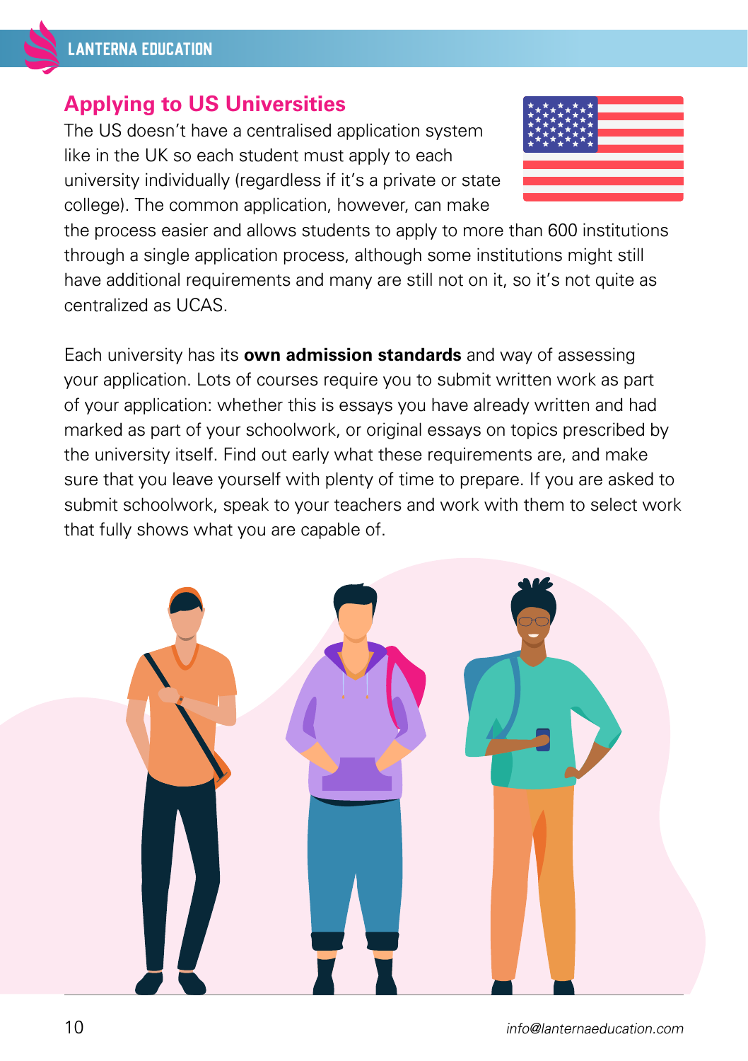## Applying to US Universities

The US doesn't have a centralised application system like in the UK so each student must apply to each university individually (regardless if it's a private or state college). The common application, however, can make the process easier and allows students to apply to more than 600 institutions through a single application process, although some institutions might still have additional requirements and many are still not on it, so it's not quite as centralized as UCAS.

Each university has its **own admission standards** and way of assessing your application. Lots of courses require you to submit written work as part of your application: whether this is essays you have already written and had marked as part of your schoolwork, or original essays on topics prescribed by the university itself. Find out early what these requirements are, and make sure that you leave yourself with plenty of time to prepare. If you are asked to submit schoolwork, speak to your teachers and work with them to select work that fully shows what you are capable of.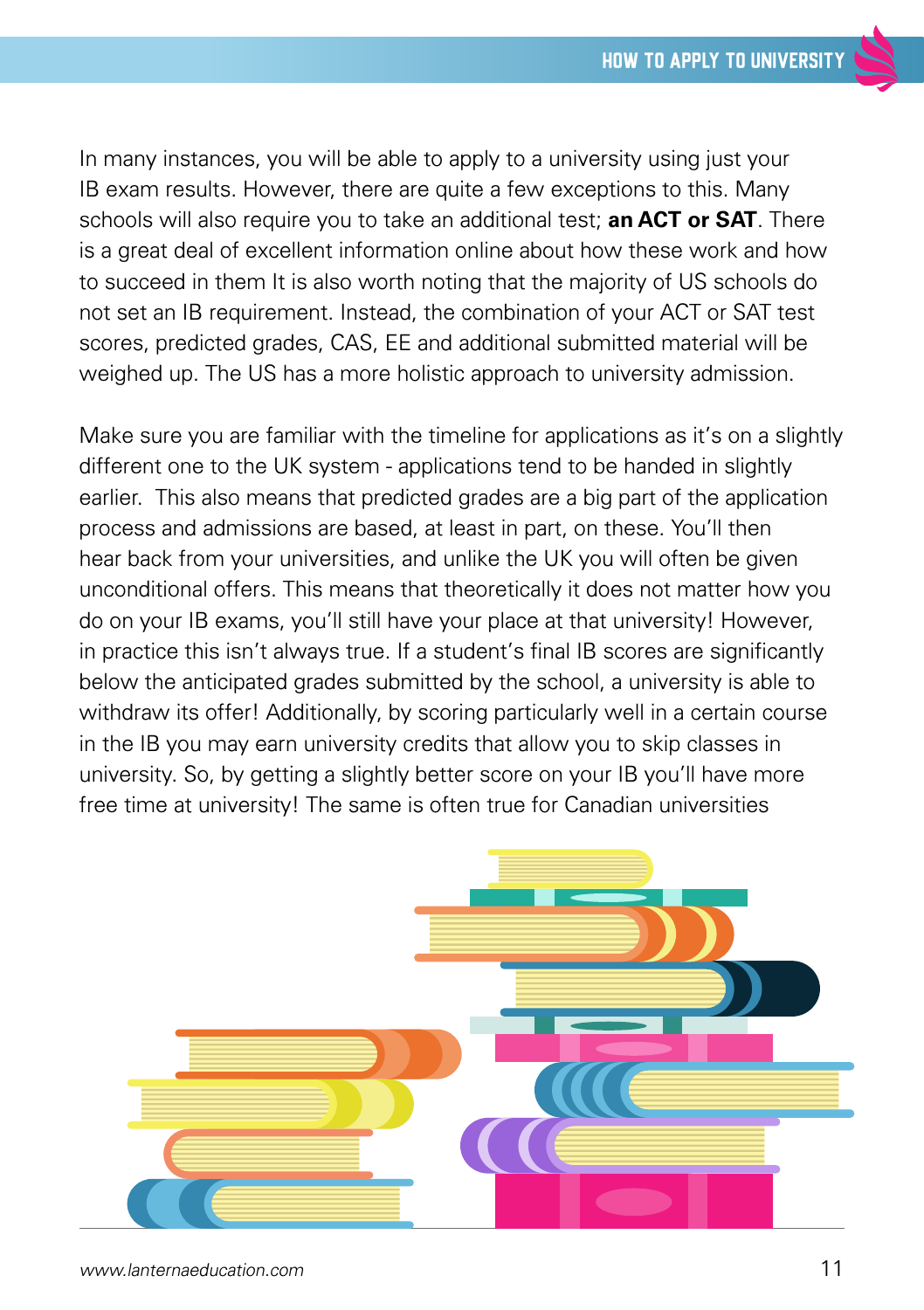In many instances, you will be able to apply to a university using just your IB exam results. However, there are quite a few exceptions to this. Many schools will also require you to take an additional test; **an ACT or SAT**. There is a great deal of excellent information online about how these work and how to succeed in them It is also worth noting that the majority of US schools do not set an IB requirement. Instead, the combination of your ACT or SAT test scores, predicted grades, CAS, EE and additional submitted material will be weighed up. The US has a more holistic approach to university admission.

Make sure you are familiar with the timeline for applications as it's on a slightly different one to the UK system - applications tend to be handed in slightly earlier. This also means that predicted grades are a big part of the application process and admissions are based, at least in part, on these. You'll then hear back from your universities, and unlike the UK you will often be given unconditional offers. This means that theoretically it does not matter how you do on your IB exams, you'll still have your place at that university! However, in practice this isn't always true. If a student's final IB scores are significantly below the anticipated grades submitted by the school, a university is able to withdraw its offer! Additionally, by scoring particularly well in a certain course in the IB you may earn university credits that allow you to skip classes in university. So, by getting a slightly better score on your IB you'll have more free time at university! The same is often true for Canadian universities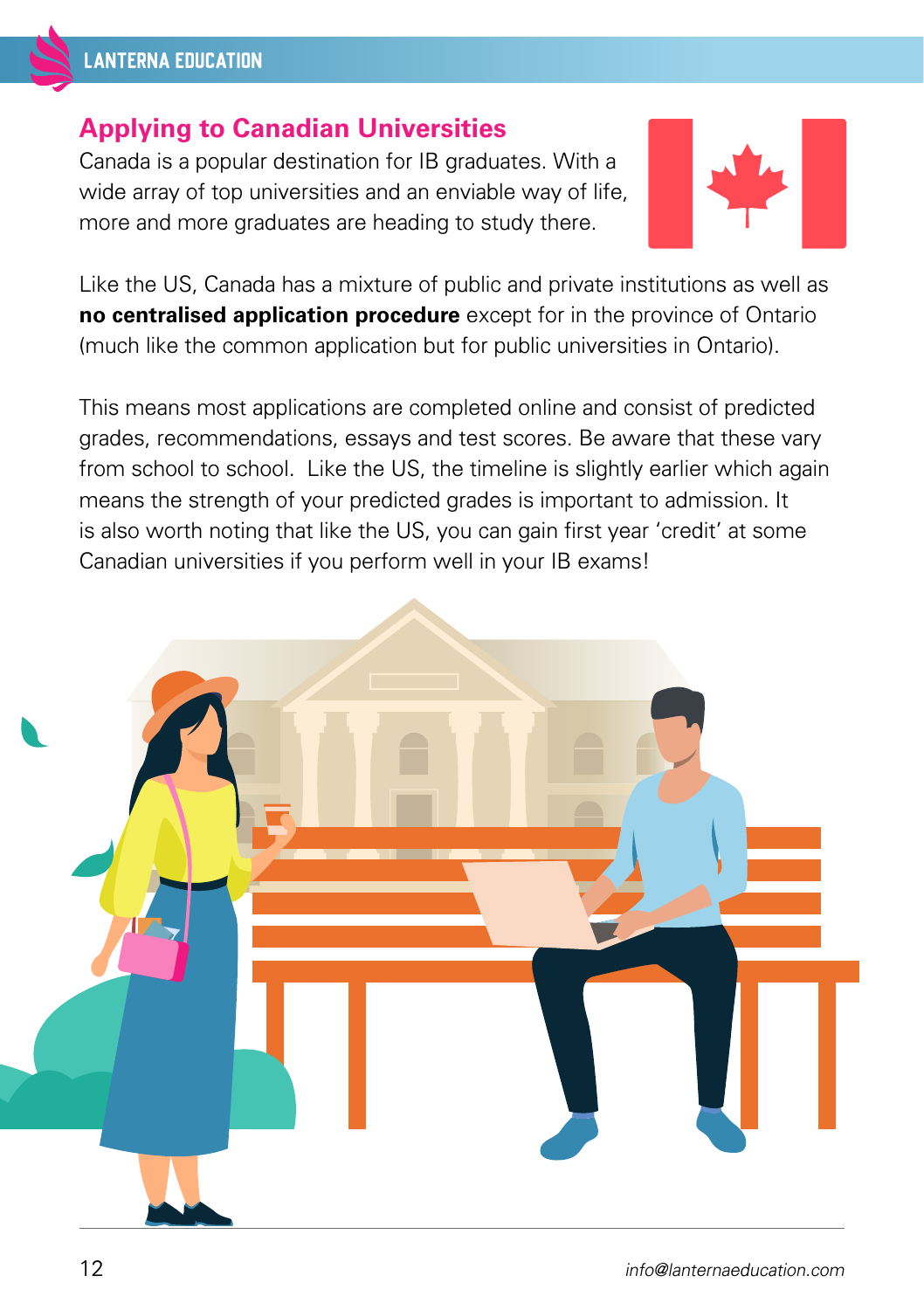## Applying to Canadian Universities

Canada is a popular destination for IB graduates. With a wide array of top universities and an enviable way of life, more and more graduates are heading to study there.

Like the US, Canada has a mixture of public and private institutions as well as **no centralised application procedure** except for in the province of Ontario (much like the common application but for public universities in Ontario).

This means most applications are completed online and consist of predicted grades, recommendations, essays and test scores. Be aware that these vary from school to school. Like the US, the timeline is slightly earlier which again means the strength of your predicted grades is important to admission. It is also worth noting that like the US, you can gain first year 'credit' at some Canadian universities if you perform well in your IB exams!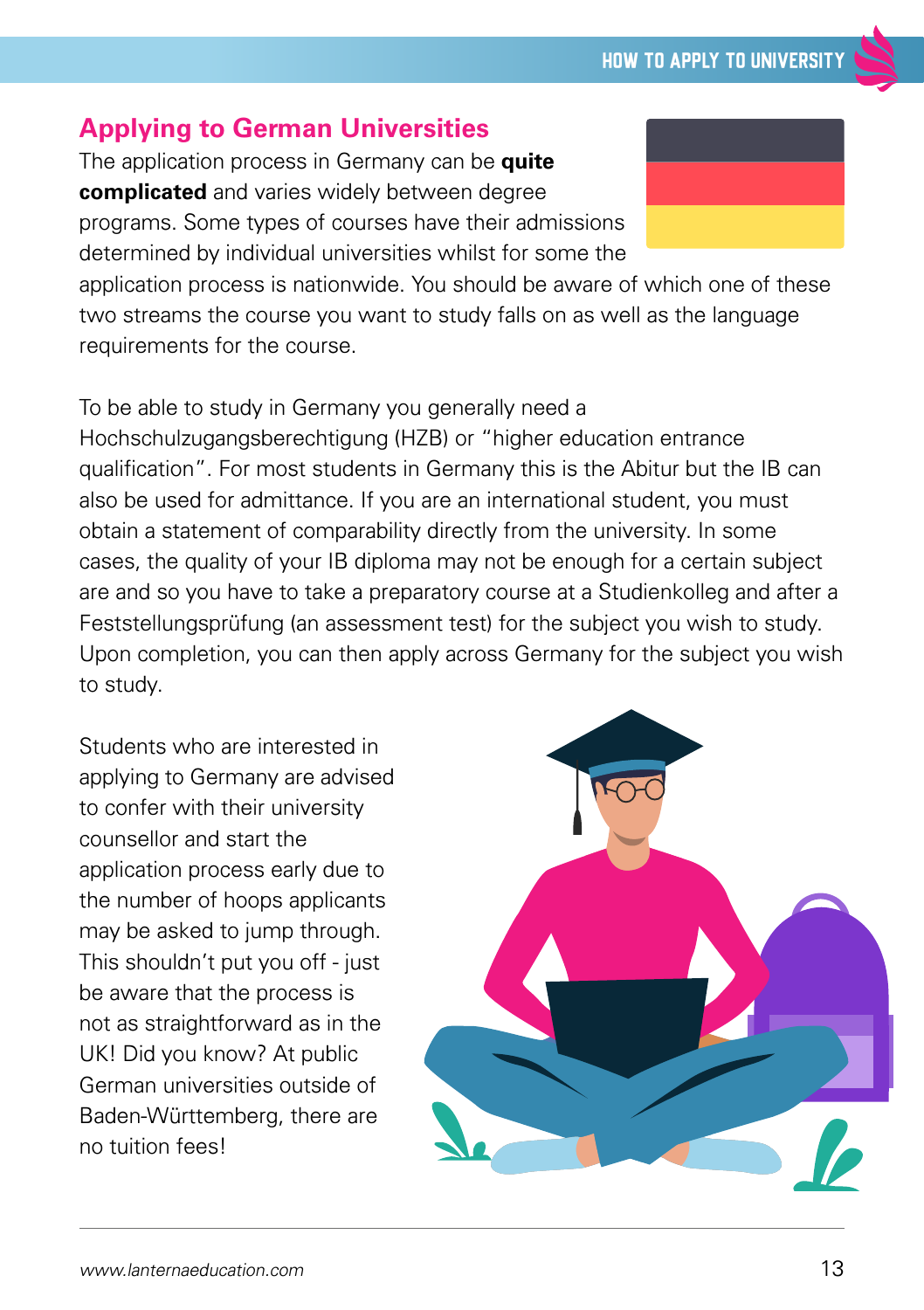## Applying to German Universities

The application process in Germany can be **quite complicated** and varies widely between degree programs. Some types of courses have their admissions determined by individual universities whilst for some the application process is nationwide. You should be aware of which one of these two streams the course you want to study falls on as well as the language requirements for the course.

To be able to study in Germany you generally need a Hochschulzugangsberechtigung (HZB) or "higher education entrance qualification". For most students in Germany this is the Abitur but the IB can also be used for admittance. If you are an international student, you must obtain a statement of comparability directly from the university. In some cases, the quality of your IB diploma may not be enough for a certain subject are and so you have to take a preparatory course at a Studienkolleg and after a Feststellungsprüfung (an assessment test) for the subject you wish to study. Upon completion, you can then apply across Germany for the subject you wish to study.

Students who are interested in applying to Germany are advised to confer with their university counsellor and start the application process early due to the number of hoops applicants may be asked to jump through. This shouldn't put you off - just be aware that the process is not as straightforward as in the UK! Did you know? At public German universities outside of Baden-Württemberg, there are no tuition fees!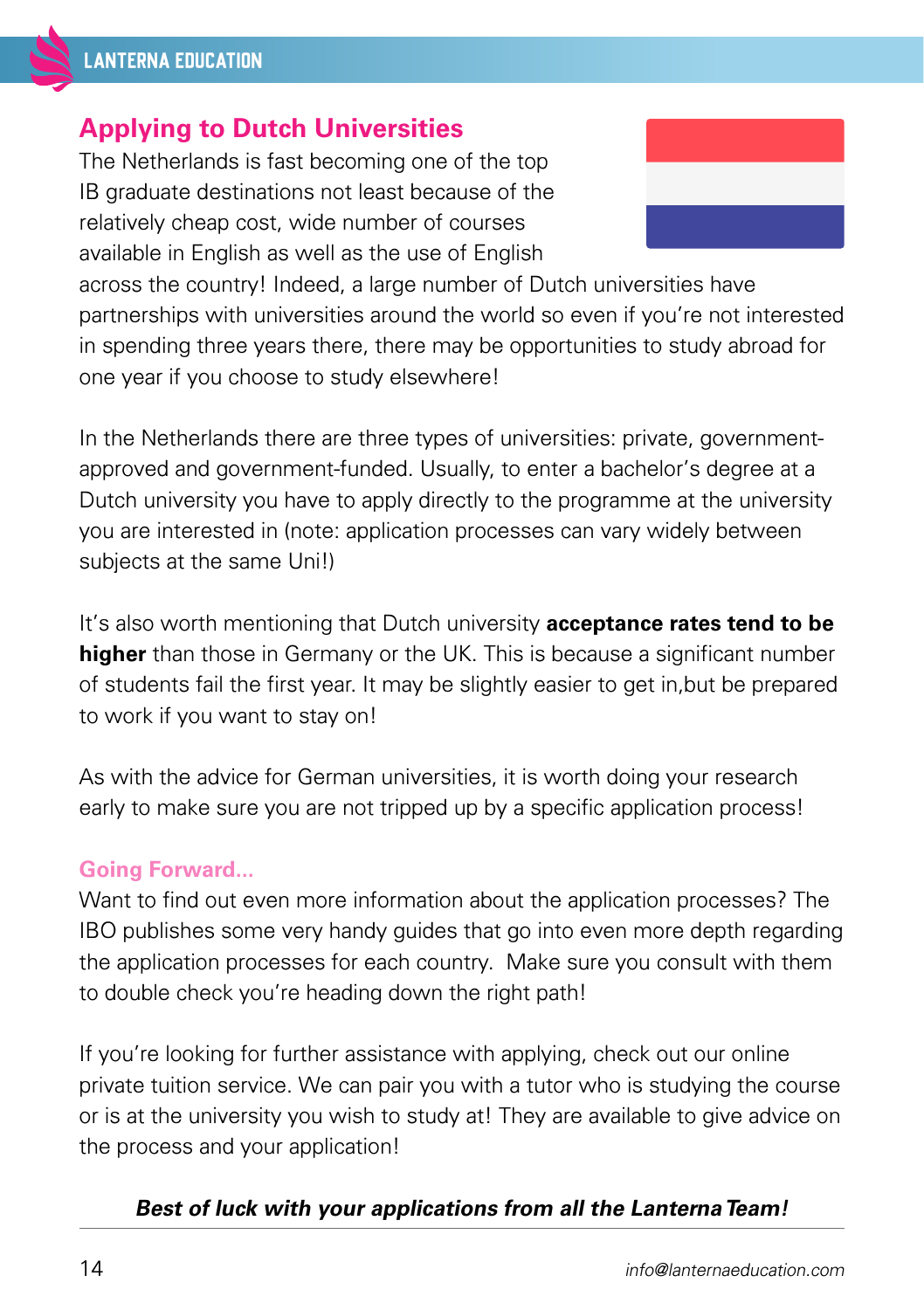## Applying to Dutch Universities

The Netherlands is fast becoming one of the top IB graduate destinations not least because of the relatively cheap cost, wide number of courses available in English as well as the use of English across the country! Indeed, a large number of Dutch universities have partnerships with universities around the world so even if you're not interested in spending three years there, there may be opportunities to study abroad for one year if you choose to study elsewhere!

In the Netherlands there are three types of universities: private, government-approved and government-funded. Usually, to enter a bachelor's degree at a Dutch university you have to apply directly to the programme at the university you are interested in (note: application processes can vary widely between subjects at the same Uni!)

It's also worth mentioning that Dutch university **acceptance rates tend to be higher** than those in Germany or the UK. This is because a significant number of students fail the first year. It may be slightly easier to get in,but be prepared to work if you want to stay on!

As with the advice for German universities, it is worth doing your research early to make sure you are not tripped up by a specific application process!

### Going Forward...

Want to find out even more information about the application processes? The IBO publishes some very handy guides that go into even more depth regarding the application processes for each country. Make sure you consult with them to double check you're heading down the right path!

If you're looking for further assistance with applying, check out our online private tuition service. We can pair you with a tutor who is studying the course or is at the university you wish to study at! They are available to give advice on the process and your application!

***Best of luck with your applications from all the Lanterna Team!***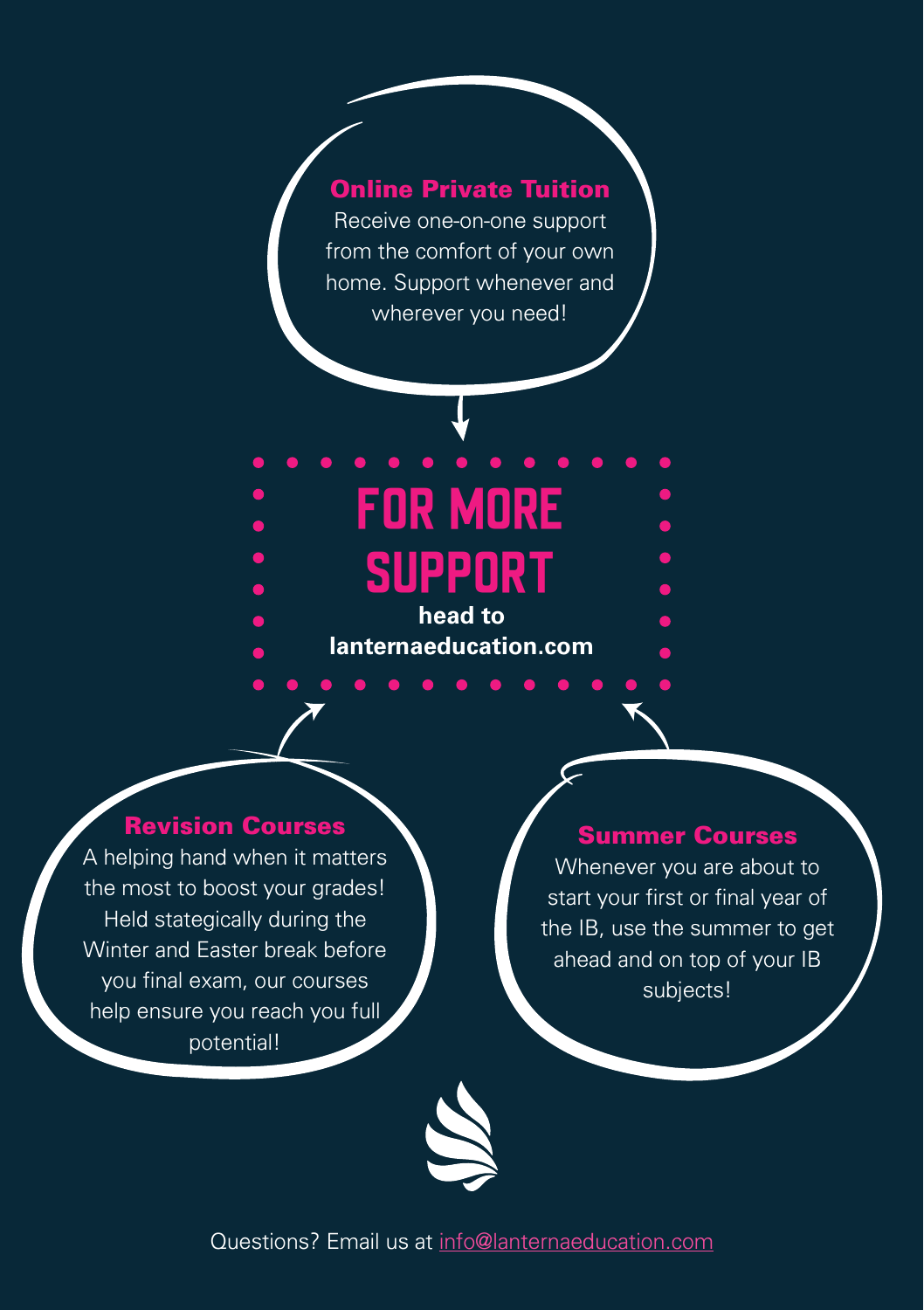### Online Private Tuition

Receive one-on-one support from the comfort of your own home. Support whenever and wherever you need!

## FOR MORE SUPPORT

**head to lanternaeducation.com**

### Revision Courses

A helping hand when it matters the most to boost your grades! Held stategically during the Winter and Easter break before you final exam, our courses help ensure you reach you full potential!

### Summer Courses

Whenever you are about to start your first or final year of the IB, use the summer to get ahead and on top of your IB subjects!

Questions? Email us at info@lanternaeducation.com